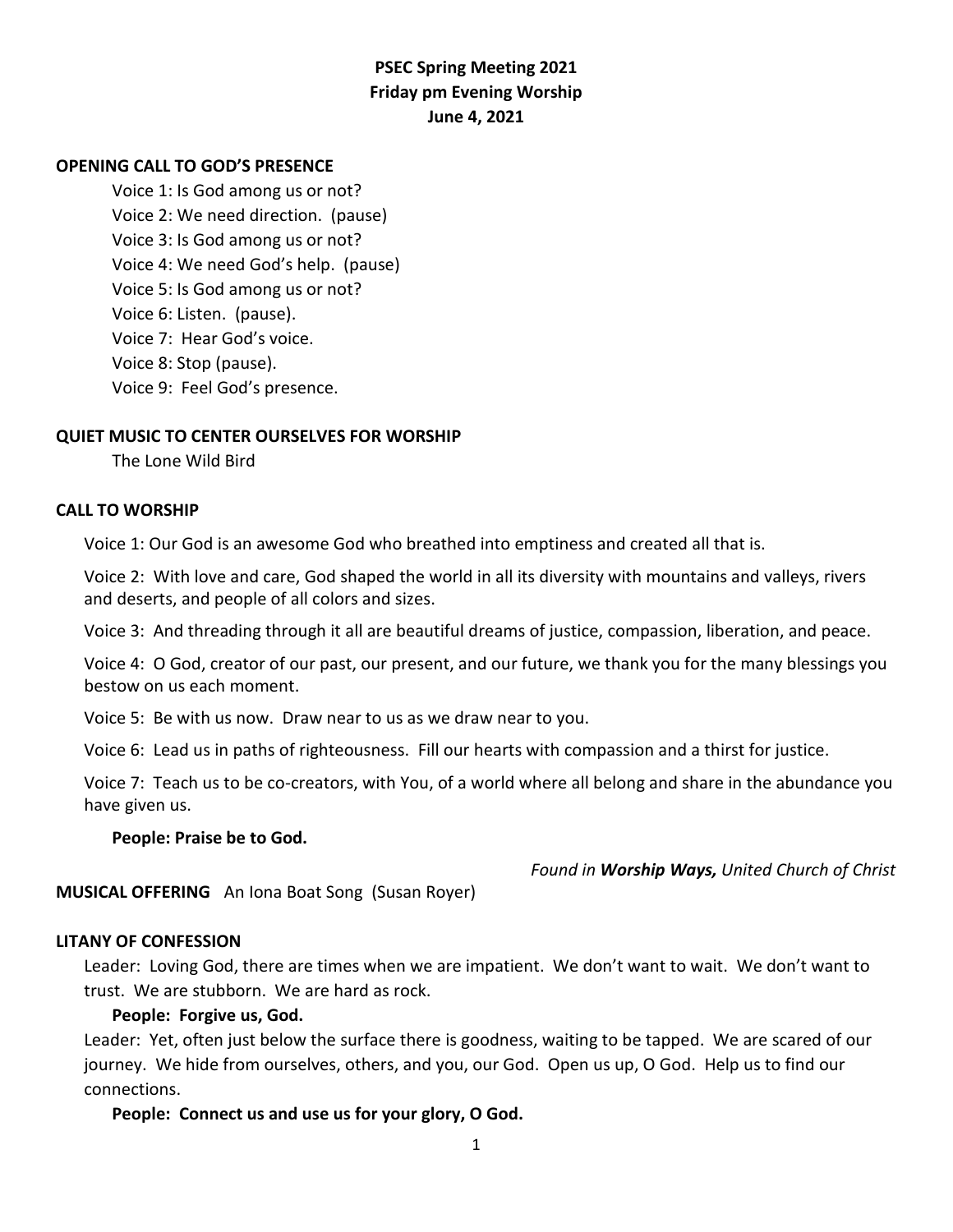**PSEC Spring Meeting 2021**
**Friday pm Evening Worship**
**June 4, 2021**

**OPENING CALL TO GOD'S PRESENCE**

Voice 1: Is God among us or not?
Voice 2: We need direction. (pause)
Voice 3: Is God among us or not?
Voice 4: We need God's help. (pause)
Voice 5: Is God among us or not?
Voice 6: Listen. (pause).
Voice 7: Hear God's voice.
Voice 8: Stop (pause).
Voice 9: Feel God's presence.

**QUIET MUSIC TO CENTER OURSELVES FOR WORSHIP**

The Lone Wild Bird

**CALL TO WORSHIP**

Voice 1: Our God is an awesome God who breathed into emptiness and created all that is.

Voice 2: With love and care, God shaped the world in all its diversity with mountains and valleys, rivers and deserts, and people of all colors and sizes.

Voice 3: And threading through it all are beautiful dreams of justice, compassion, liberation, and peace.

Voice 4: O God, creator of our past, our present, and our future, we thank you for the many blessings you bestow on us each moment.

Voice 5: Be with us now. Draw near to us as we draw near to you.

Voice 6: Lead us in paths of righteousness. Fill our hearts with compassion and a thirst for justice.

Voice 7: Teach us to be co-creators, with You, of a world where all belong and share in the abundance you have given us.

**People: Praise be to God.**

*Found in **Worship Ways,** United Church of Christ*

**MUSICAL OFFERING** An Iona Boat Song (Susan Royer)

**LITANY OF CONFESSION**

Leader: Loving God, there are times when we are impatient. We don't want to wait. We don't want to trust. We are stubborn. We are hard as rock.

**People: Forgive us, God.**

Leader: Yet, often just below the surface there is goodness, waiting to be tapped. We are scared of our journey. We hide from ourselves, others, and you, our God. Open us up, O God. Help us to find our connections.

**People: Connect us and use us for your glory, O God.**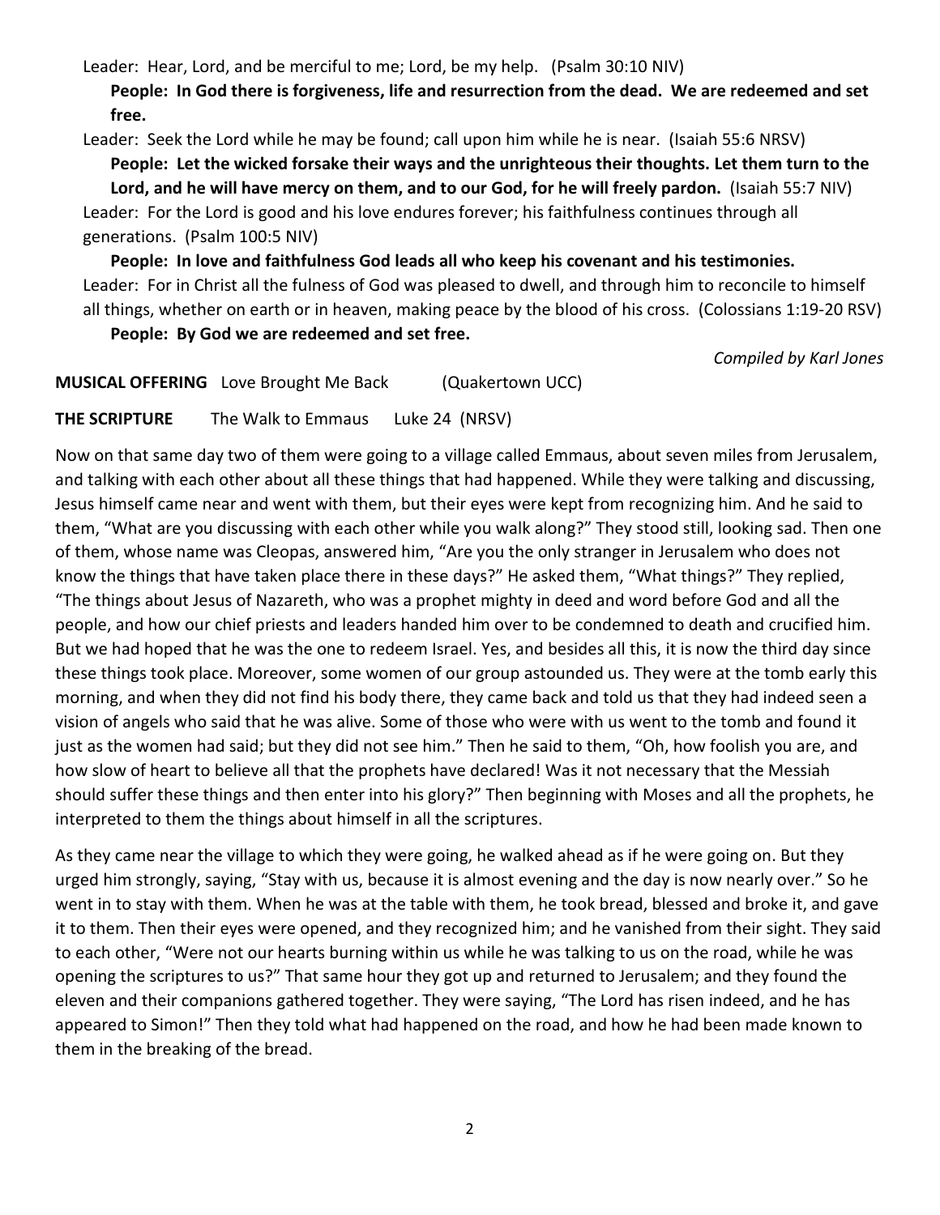Leader: Hear, Lord, and be merciful to me; Lord, be my help. (Psalm 30:10 NIV)

**People: In God there is forgiveness, life and resurrection from the dead. We are redeemed and set free.**

Leader: Seek the Lord while he may be found; call upon him while he is near. (Isaiah 55:6 NRSV)

**People: Let the wicked forsake their ways and the unrighteous their thoughts. Let them turn to the Lord, and he will have mercy on them, and to our God, for he will freely pardon.** (Isaiah 55:7 NIV)

Leader: For the Lord is good and his love endures forever; his faithfulness continues through all generations. (Psalm 100:5 NIV)

**People: In love and faithfulness God leads all who keep his covenant and his testimonies.**

Leader: For in Christ all the fulness of God was pleased to dwell, and through him to reconcile to himself all things, whether on earth or in heaven, making peace by the blood of his cross. (Colossians 1:19-20 RSV)

**People: By God we are redeemed and set free.**

*Compiled by Karl Jones*

**MUSICAL OFFERING** Love Brought Me Back (Quakertown UCC)

**THE SCRIPTURE** The Walk to Emmaus Luke 24 (NRSV)

Now on that same day two of them were going to a village called Emmaus, about seven miles from Jerusalem, and talking with each other about all these things that had happened. While they were talking and discussing, Jesus himself came near and went with them, but their eyes were kept from recognizing him. And he said to them, "What are you discussing with each other while you walk along?" They stood still, looking sad. Then one of them, whose name was Cleopas, answered him, "Are you the only stranger in Jerusalem who does not know the things that have taken place there in these days?" He asked them, "What things?" They replied, "The things about Jesus of Nazareth, who was a prophet mighty in deed and word before God and all the people, and how our chief priests and leaders handed him over to be condemned to death and crucified him. But we had hoped that he was the one to redeem Israel. Yes, and besides all this, it is now the third day since these things took place. Moreover, some women of our group astounded us. They were at the tomb early this morning, and when they did not find his body there, they came back and told us that they had indeed seen a vision of angels who said that he was alive. Some of those who were with us went to the tomb and found it just as the women had said; but they did not see him." Then he said to them, "Oh, how foolish you are, and how slow of heart to believe all that the prophets have declared! Was it not necessary that the Messiah should suffer these things and then enter into his glory?" Then beginning with Moses and all the prophets, he interpreted to them the things about himself in all the scriptures.

As they came near the village to which they were going, he walked ahead as if he were going on. But they urged him strongly, saying, "Stay with us, because it is almost evening and the day is now nearly over." So he went in to stay with them. When he was at the table with them, he took bread, blessed and broke it, and gave it to them. Then their eyes were opened, and they recognized him; and he vanished from their sight. They said to each other, "Were not our hearts burning within us while he was talking to us on the road, while he was opening the scriptures to us?" That same hour they got up and returned to Jerusalem; and they found the eleven and their companions gathered together. They were saying, "The Lord has risen indeed, and he has appeared to Simon!" Then they told what had happened on the road, and how he had been made known to them in the breaking of the bread.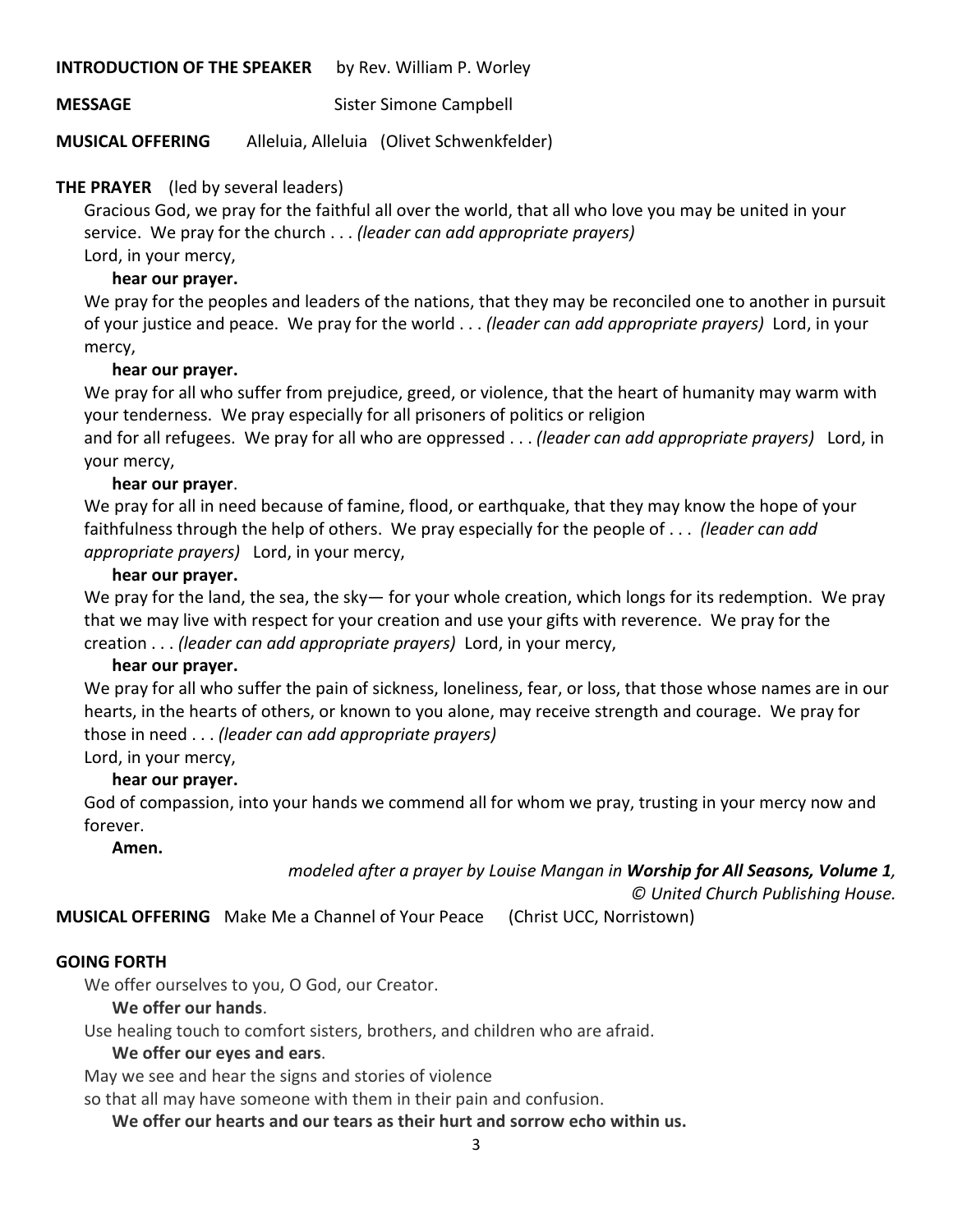**INTRODUCTION OF THE SPEAKER** by Rev. William P. Worley

**MESSAGE** Sister Simone Campbell

**MUSICAL OFFERING** Alleluia, Alleluia (Olivet Schwenkfelder)

**THE PRAYER** (led by several leaders)

Gracious God, we pray for the faithful all over the world, that all who love you may be united in your service. We pray for the church . . . *(leader can add appropriate prayers)*
Lord, in your mercy,

**hear our prayer.**

We pray for the peoples and leaders of the nations, that they may be reconciled one to another in pursuit of your justice and peace. We pray for the world . . . *(leader can add appropriate prayers)* Lord, in your mercy,

**hear our prayer.**

We pray for all who suffer from prejudice, greed, or violence, that the heart of humanity may warm with your tenderness. We pray especially for all prisoners of politics or religion
and for all refugees. We pray for all who are oppressed . . . *(leader can add appropriate prayers)* Lord, in your mercy,

**hear our prayer**.

We pray for all in need because of famine, flood, or earthquake, that they may know the hope of your faithfulness through the help of others. We pray especially for the people of . . . *(leader can add appropriate prayers)* Lord, in your mercy,

**hear our prayer.**

We pray for the land, the sea, the sky— for your whole creation, which longs for its redemption. We pray that we may live with respect for your creation and use your gifts with reverence. We pray for the creation . . . *(leader can add appropriate prayers)* Lord, in your mercy,

**hear our prayer.**

We pray for all who suffer the pain of sickness, loneliness, fear, or loss, that those whose names are in our hearts, in the hearts of others, or known to you alone, may receive strength and courage. We pray for those in need . . . *(leader can add appropriate prayers)*
Lord, in your mercy,

**hear our prayer.**

God of compassion, into your hands we commend all for whom we pray, trusting in your mercy now and forever.

**Amen.**

*modeled after a prayer by Louise Mangan in* ***Worship for All Seasons, Volume 1****,*
*© United Church Publishing House.*

**MUSICAL OFFERING** Make Me a Channel of Your Peace (Christ UCC, Norristown)

**GOING FORTH**

We offer ourselves to you, O God, our Creator.

**We offer our hands**.

Use healing touch to comfort sisters, brothers, and children who are afraid.

**We offer our eyes and ears**.

May we see and hear the signs and stories of violence
so that all may have someone with them in their pain and confusion.

**We offer our hearts and our tears as their hurt and sorrow echo within us.**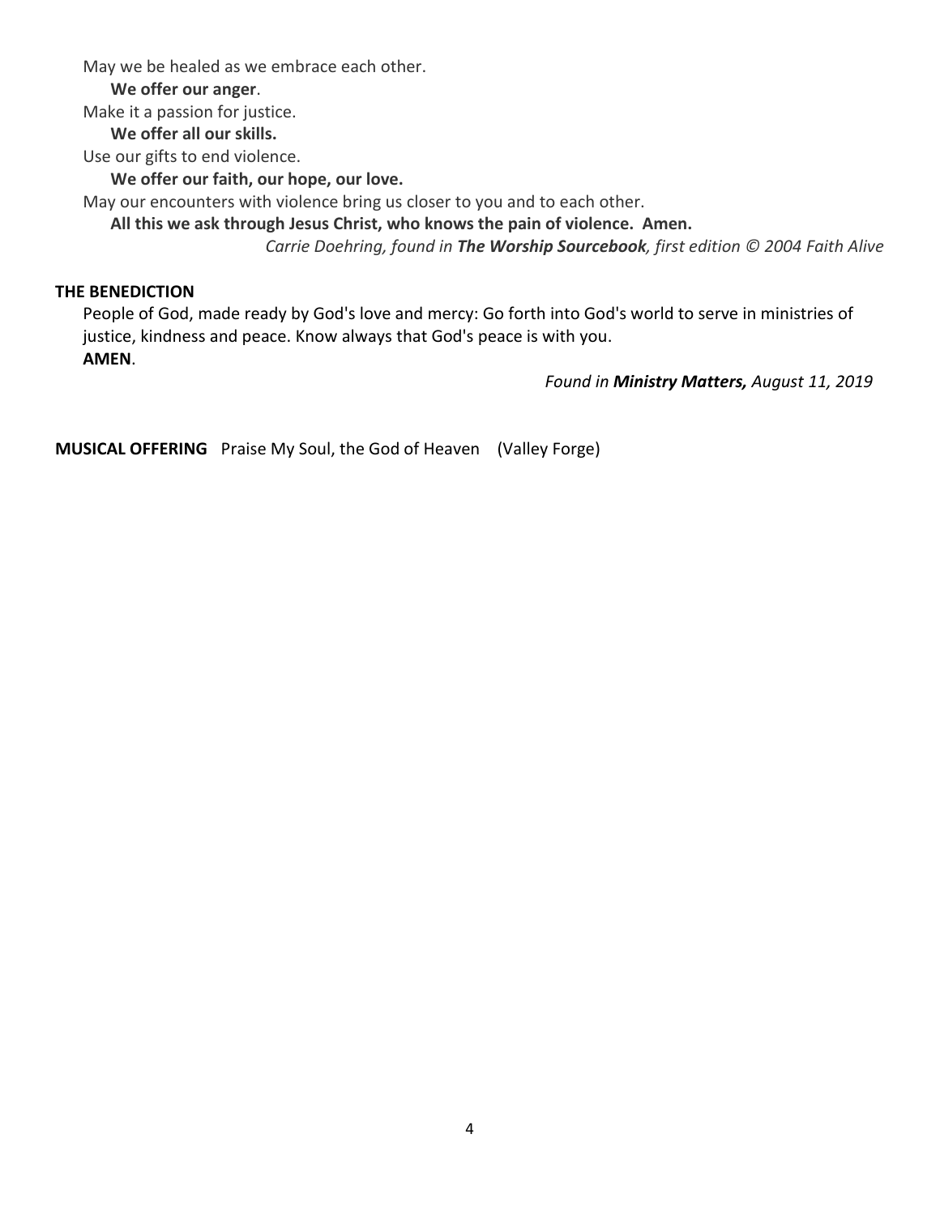May we be healed as we embrace each other.

**We offer our anger**.

Make it a passion for justice.

**We offer all our skills.**

Use our gifts to end violence.

**We offer our faith, our hope, our love.**

May our encounters with violence bring us closer to you and to each other.

**All this we ask through Jesus Christ, who knows the pain of violence. Amen.**

*Carrie Doehring, found in **The Worship Sourcebook**, first edition © 2004 Faith Alive*

**THE BENEDICTION**

People of God, made ready by God's love and mercy: Go forth into God's world to serve in ministries of justice, kindness and peace. Know always that God's peace is with you.
**AMEN**.

*Found in **Ministry Matters,** August 11, 2019*

**MUSICAL OFFERING** Praise My Soul, the God of Heaven (Valley Forge)